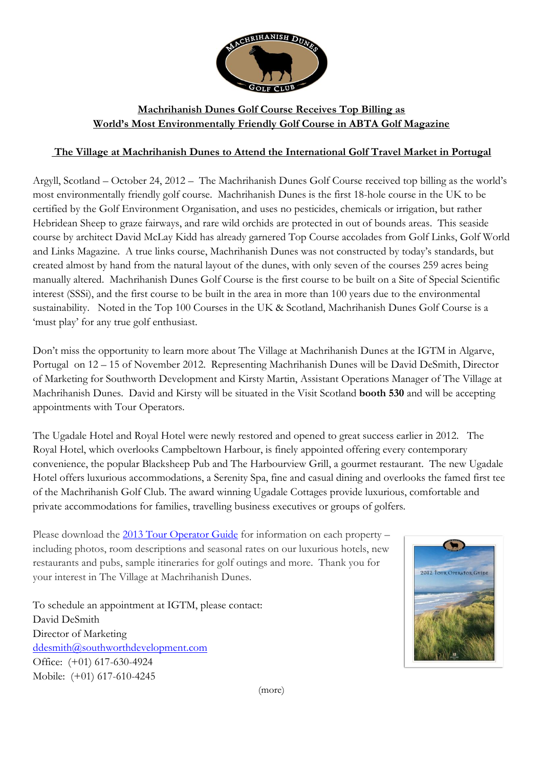**Machrihanish Dunes Golf Course Receives Top Billing as World's Most Environmentally Friendly Golf Course in ABTA Golf Magazine**

**The Village at Machrihanish Dunes to Attend the International Golf Travel Market in Portugal**

Argyll, Scotland – October 24, 2012 – The Machrihanish Dunes Golf Course received top billing as the world's most environmentally friendly golf course. Machrihanish Dunes is the first 18-hole course in the UK to be certified by the Golf Environment Organisation, and uses no pesticides, chemicals or irrigation, but rather Hebridean Sheep to graze fairways, and rare wild orchids are protected in out of bounds areas. This seaside course by architect David McLay Kidd has already garnered Top Course accolades from Golf Links, Golf World and Links Magazine. A true links course, Machrihanish Dunes was not constructed by today's standards, but created almost by hand from the natural layout of the dunes, with only seven of the courses 259 acres being manually altered. Machrihanish Dunes Golf Course is the first course to be built on a Site of Special Scientific interest (SSSi), and the first course to be built in the area in more than 100 years due to the environmental sustainability. Noted in the Top 100 Courses in the UK & Scotland, Machrihanish Dunes Golf Course is a 'must play' for any true golf enthusiast.

Don't miss the opportunity to learn more about The Village at Machrihanish Dunes at the IGTM in Algarve, Portugal on 12 – 15 of November 2012. Representing Machrihanish Dunes will be David DeSmith, Director of Marketing for Southworth Development and Kirsty Martin, Assistant Operations Manager of The Village at Machrihanish Dunes. David and Kirsty will be situated in the Visit Scotland **booth 530** and will be accepting appointments with Tour Operators.

The Ugadale Hotel and Royal Hotel were newly restored and opened to great success earlier in 2012. The Royal Hotel, which overlooks Campbeltown Harbour, is finely appointed offering every contemporary convenience, the popular Blacksheep Pub and The Harbourview Grill, a gourmet restaurant. The new Ugadale Hotel offers luxurious accommodations, a Serenity Spa, fine and casual dining and overlooks the famed first tee of the Machrihanish Golf Club. The award winning Ugadale Cottages provide luxurious, comfortable and private accommodations for families, travelling business executives or groups of golfers.

Please download the [2013 Tour Operator Guide] for information on each property – including photos, room descriptions and seasonal rates on our luxurious hotels, new restaurants and pubs, sample itineraries for golf outings and more. Thank you for your interest in The Village at Machrihanish Dunes.

To schedule an appointment at IGTM, please contact:
David DeSmith
Director of Marketing
ddesmith@southworthdevelopment.com
Office: (+01) 617-630-4924
Mobile: (+01) 617-610-4245

(more)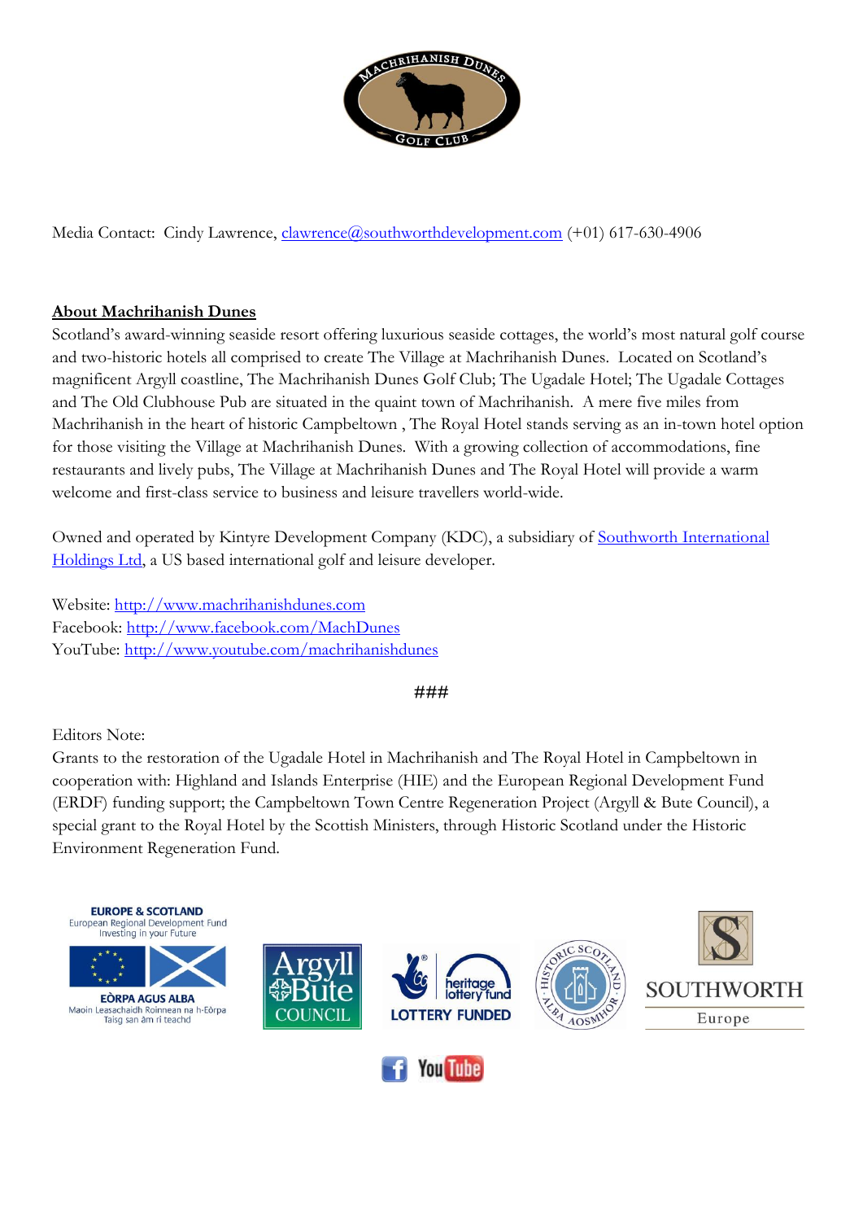Media Contact: Cindy Lawrence, clawrence@southworthdevelopment.com (+01) 617-630-4906

**About Machrihanish Dunes**

Scotland's award-winning seaside resort offering luxurious seaside cottages, the world's most natural golf course and two-historic hotels all comprised to create The Village at Machrihanish Dunes. Located on Scotland's magnificent Argyll coastline, The Machrihanish Dunes Golf Club; The Ugadale Hotel; The Ugadale Cottages and The Old Clubhouse Pub are situated in the quaint town of Machrihanish. A mere five miles from Machrihanish in the heart of historic Campbeltown , The Royal Hotel stands serving as an in-town hotel option for those visiting the Village at Machrihanish Dunes. With a growing collection of accommodations, fine restaurants and lively pubs, The Village at Machrihanish Dunes and The Royal Hotel will provide a warm welcome and first-class service to business and leisure travellers world-wide.

Owned and operated by Kintyre Development Company (KDC), a subsidiary of Southworth International Holdings Ltd, a US based international golf and leisure developer.

Website: http://www.machrihanishdunes.com
Facebook: http://www.facebook.com/MachDunes
YouTube: http://www.youtube.com/machrihanishdunes

###

Editors Note:
Grants to the restoration of the Ugadale Hotel in Machrihanish and The Royal Hotel in Campbeltown in cooperation with: Highland and Islands Enterprise (HIE) and the European Regional Development Fund (ERDF) funding support; the Campbeltown Town Centre Regeneration Project (Argyll & Bute Council), a special grant to the Royal Hotel by the Scottish Ministers, through Historic Scotland under the Historic Environment Regeneration Fund.